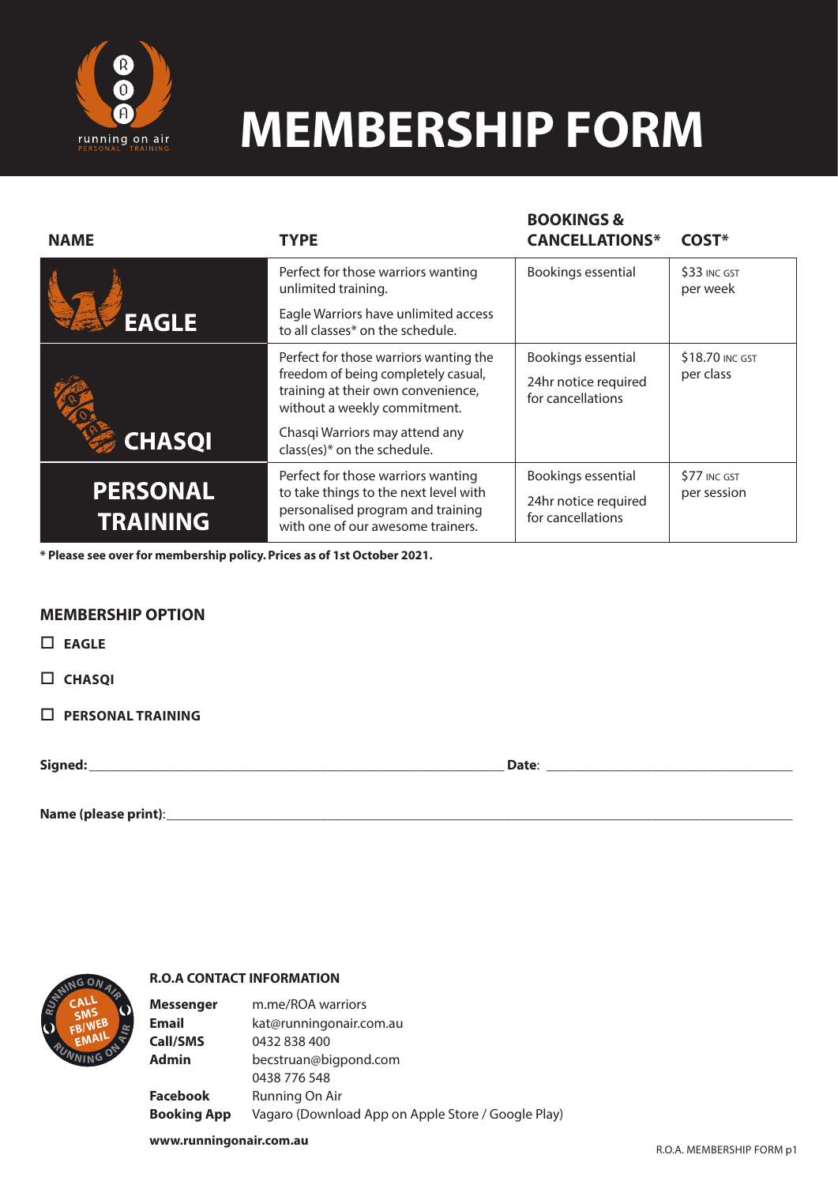# MEMBERSHIP FORM

| NAME | TYPE | BOOKINGS & CANCELLATIONS* | COST* |
|---|---|---|---|
| EAGLE | Perfect for those warriors wanting unlimited training. Eagle Warriors have unlimited access to all classes* on the schedule. | Bookings essential | $33 INC GST per week |
| CHASQI | Perfect for those warriors wanting the freedom of being completely casual, training at their own convenience, without a weekly commitment. Chasqi Warriors may attend any class(es)* on the schedule. | Bookings essential<br>24hr notice required for cancellations | $18.70 INC GST per class |
| PERSONAL TRAINING | Perfect for those warriors wanting to take things to the next level with personalised program and training with one of our awesome trainers. | Bookings essential<br>24hr notice required for cancellations | $77 INC GST per session |

**\* Please see over for membership policy. Prices as of 1st October 2021.**

## MEMBERSHIP OPTION

- ☐ **EAGLE**
- ☐ **CHASQI**
- ☐ **PERSONAL TRAINING**

**Signed:**\_\_\_\_\_\_\_\_\_\_\_\_\_\_\_\_\_\_\_\_\_\_\_\_\_\_\_\_\_\_\_\_\_\_\_\_ **Date**: \_\_\_\_\_\_\_\_\_\_\_\_\_\_\_\_\_\_\_\_\_\_\_\_

**Name (please print)**:\_\_\_\_\_\_\_\_\_\_\_\_\_\_\_\_\_\_\_\_\_\_\_\_\_\_\_\_\_\_\_\_\_\_\_\_\_\_\_\_\_\_\_\_\_\_\_\_

### R.O.A CONTACT INFORMATION

| | |
|---|---|
| **Messenger** | m.me/ROA warriors |
| **Email** | kat@runningonair.com.au |
| **Call/SMS** | 0432 838 400 |
| **Admin** | becstruan@bigpond.com<br>0438 776 548 |
| **Facebook** | Running On Air |
| **Booking App** | Vagaro (Download App on Apple Store / Google Play) |

**www.runningonair.com.au**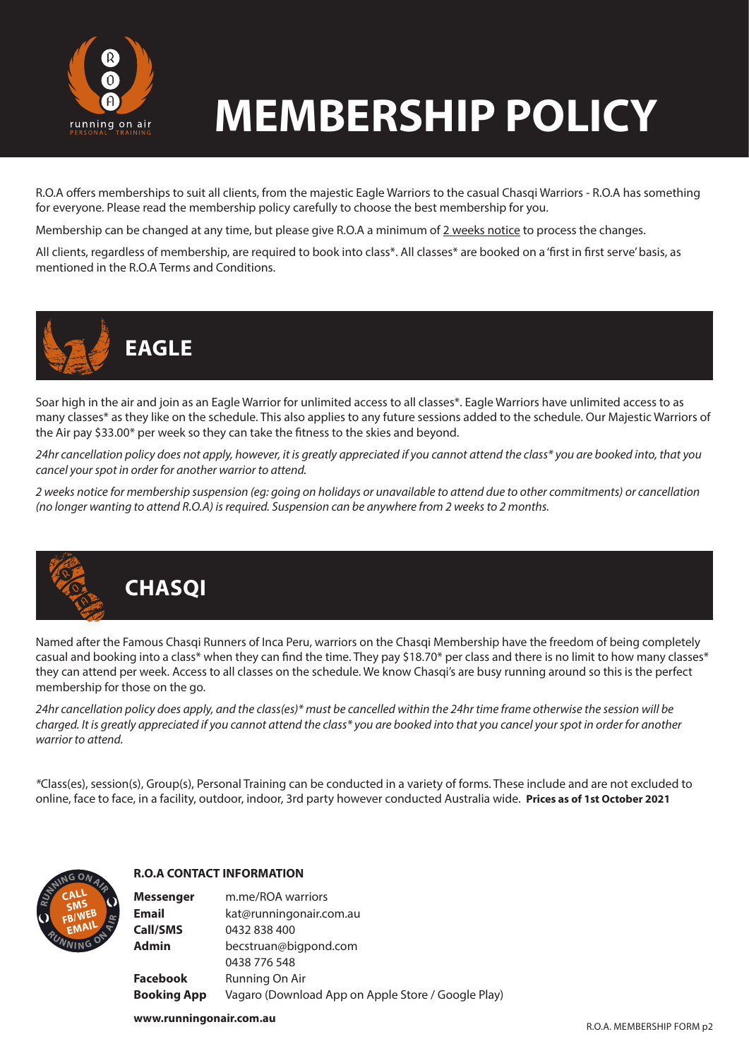# MEMBERSHIP POLICY

R.O.A offers memberships to suit all clients, from the majestic Eagle Warriors to the casual Chasqi Warriors - R.O.A has something for everyone. Please read the membership policy carefully to choose the best membership for you.

Membership can be changed at any time, but please give R.O.A a minimum of 2 weeks notice to process the changes.

All clients, regardless of membership, are required to book into class*. All classes* are booked on a 'first in first serve' basis, as mentioned in the R.O.A Terms and Conditions.

## EAGLE

Soar high in the air and join as an Eagle Warrior for unlimited access to all classes*. Eagle Warriors have unlimited access to as many classes* as they like on the schedule. This also applies to any future sessions added to the schedule. Our Majestic Warriors of the Air pay $33.00* per week so they can take the fitness to the skies and beyond.

*24hr cancellation policy does not apply, however, it is greatly appreciated if you cannot attend the class* you are booked into, that you cancel your spot in order for another warrior to attend.*

*2 weeks notice for membership suspension (eg: going on holidays or unavailable to attend due to other commitments) or cancellation (no longer wanting to attend R.O.A) is required. Suspension can be anywhere from 2 weeks to 2 months.*

## CHASQI

Named after the Famous Chasqi Runners of Inca Peru, warriors on the Chasqi Membership have the freedom of being completely casual and booking into a class* when they can find the time. They pay $18.70* per class and there is no limit to how many classes* they can attend per week. Access to all classes on the schedule. We know Chasqi's are busy running around so this is the perfect membership for those on the go.

*24hr cancellation policy does apply, and the class(es)* must be cancelled within the 24hr time frame otherwise the session will be charged. It is greatly appreciated if you cannot attend the class* you are booked into that you cancel your spot in order for another warrior to attend.*

*Class(es), session(s), Group(s), Personal Training can be conducted in a variety of forms. These include and are not excluded to online, face to face, in a facility, outdoor, indoor, 3rd party however conducted Australia wide. **Prices as of 1st October 2021**

### R.O.A CONTACT INFORMATION

| | |
|---|---|
| **Messenger** | m.me/ROA warriors |
| **Email** | kat@runningonair.com.au |
| **Call/SMS** | 0432 838 400 |
| **Admin** | becstruan@bigpond.com<br>0438 776 548 |
| **Facebook** | Running On Air |
| **Booking App** | Vagaro (Download App on Apple Store / Google Play) |

**www.runningonair.com.au**